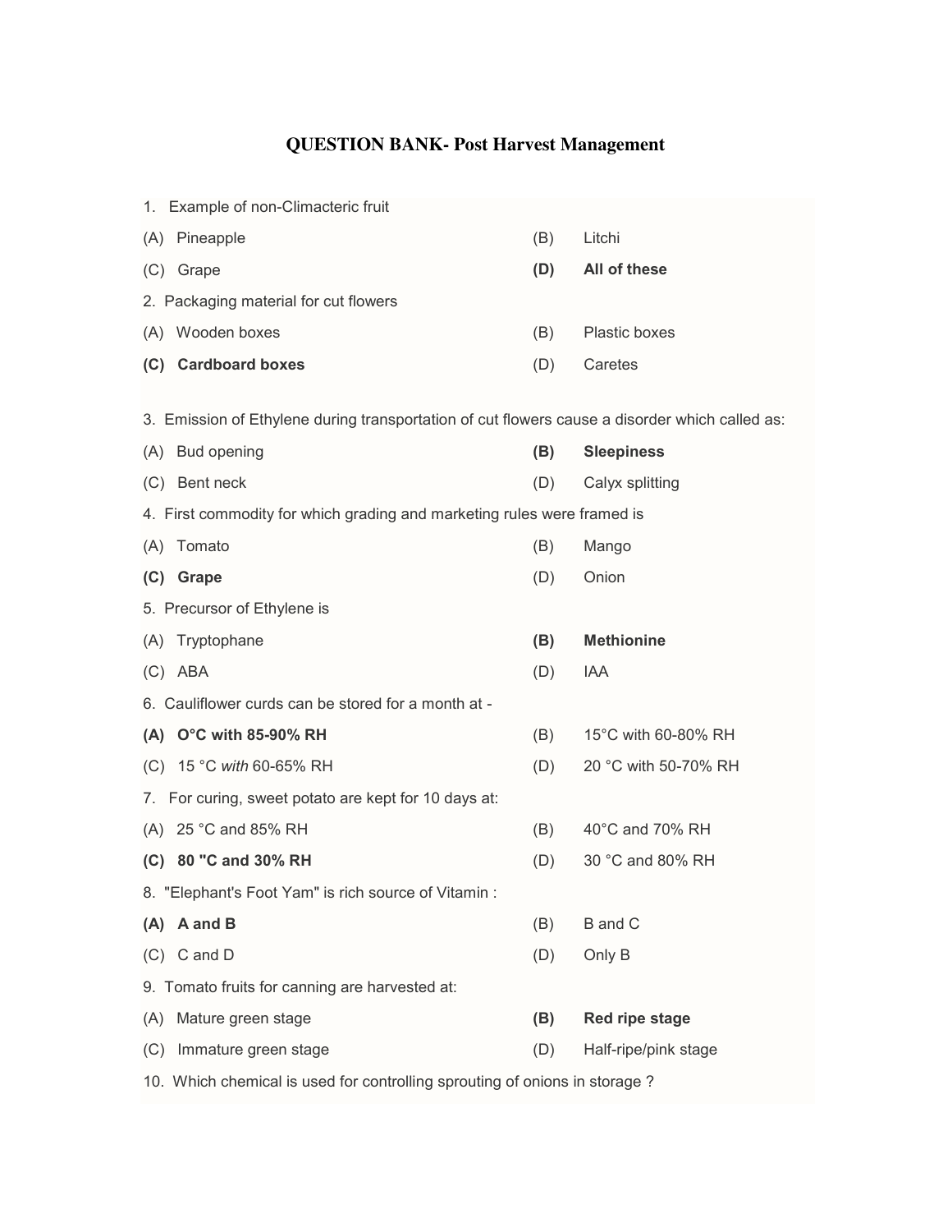# QUESTION BANK- Post Harvest Management

1. Example of non-Climacteric fruit

(A) Pineapple (B) Litchi

(C) Grape **(D) All of these**

2. Packaging material for cut flowers

(A) Wooden boxes (B) Plastic boxes

**(C) Cardboard boxes** (D) Caretes

3. Emission of Ethylene during transportation of cut flowers cause a disorder which called as:

(A) Bud opening **(B) Sleepiness**

(C) Bent neck (D) Calyx splitting

4. First commodity for which grading and marketing rules were framed is

(A) Tomato (B) Mango

**(C) Grape** (D) Onion

5. Precursor of Ethylene is

(A) Tryptophane **(B) Methionine**

(C) ABA (D) IAA

6. Cauliflower curds can be stored for a month at -

**(A) O°C with 85-90% RH** (B) 15°C with 60-80% RH

(C) 15 °C *with* 60-65% RH (D) 20 °C with 50-70% RH

7. For curing, sweet potato are kept for 10 days at:

(A) 25 °C and 85% RH (B) 40°C and 70% RH

**(C) 80 "C and 30% RH** (D) 30 °C and 80% RH

8. "Elephant's Foot Yam" is rich source of Vitamin :

**(A) A and B** (B) B and C

(C) C and D (D) Only B

9. Tomato fruits for canning are harvested at:

(A) Mature green stage **(B) Red ripe stage**

(C) Immature green stage (D) Half-ripe/pink stage

10. Which chemical is used for controlling sprouting of onions in storage ?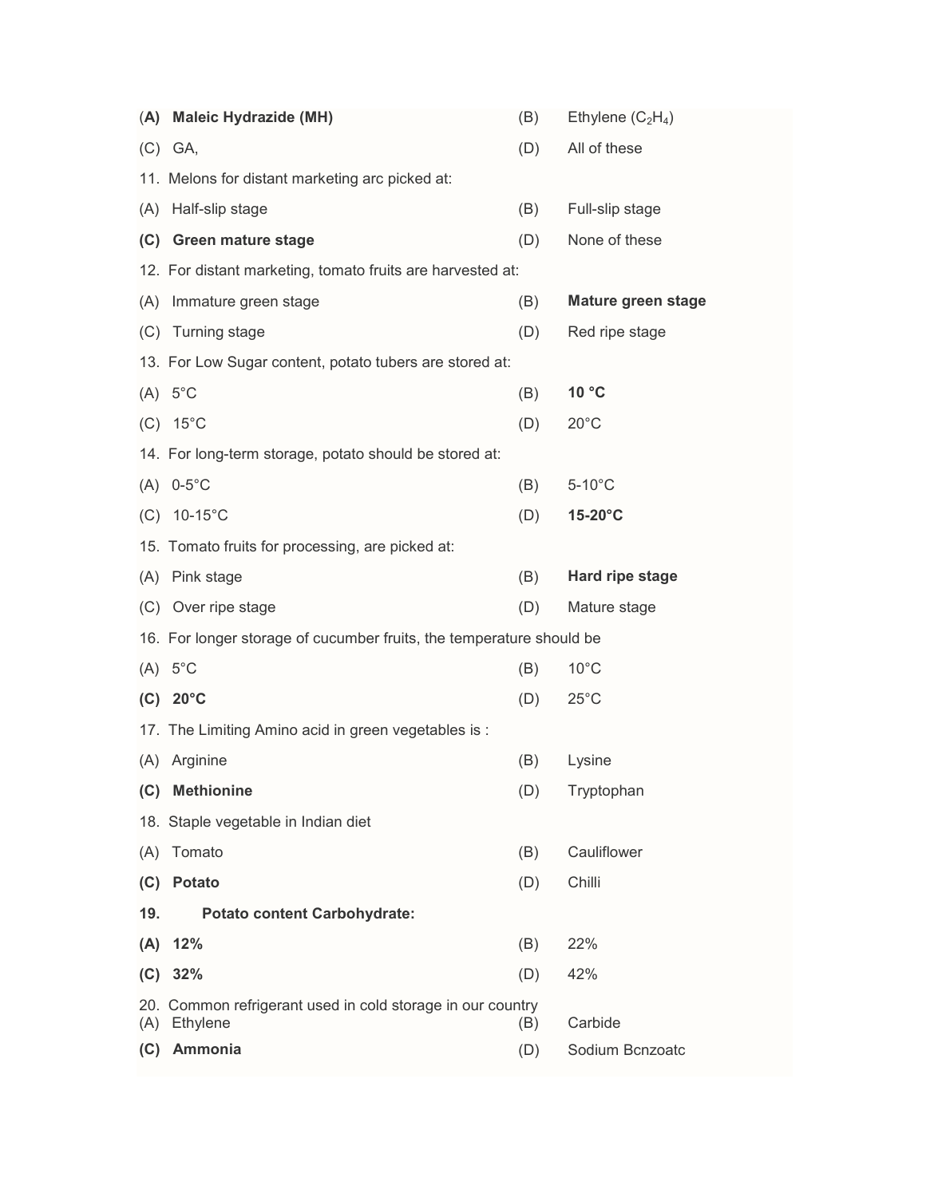(**A**) **Maleic Hydrazide (MH)** (B) Ethylene ($C_2H_4$)

(C) GA, (D) All of these

11. Melons for distant marketing arc picked at:

(A) Half-slip stage (B) Full-slip stage

**(C) Green mature stage** (D) None of these

12. For distant marketing, tomato fruits are harvested at:

(A) Immature green stage (B) **Mature green stage**

(C) Turning stage (D) Red ripe stage

13. For Low Sugar content, potato tubers are stored at:

(A) 5°C (B) **10 °C**

(C) 15°C (D) 20°C

14. For long-term storage, potato should be stored at:

(A) 0-5°C (B) 5-10°C

(C) 10-15°C (D) **15-20°C**

15. Tomato fruits for processing, are picked at:

(A) Pink stage (B) **Hard ripe stage**

(C) Over ripe stage (D) Mature stage

16. For longer storage of cucumber fruits, the temperature should be

(A) 5°C (B) 10°C

**(C) 20°C** (D) 25°C

17. The Limiting Amino acid in green vegetables is :

(A) Arginine (B) Lysine

**(C) Methionine** (D) Tryptophan

18. Staple vegetable in Indian diet

(A) Tomato (B) Cauliflower

**(C) Potato** (D) Chilli

**19. Potato content Carbohydrate:**

**(A) 12%** (B) 22%

**(C) 32%** (D) 42%

20. Common refrigerant used in cold storage in our country

(A) Ethylene (B) Carbide

**(C) Ammonia** (D) Sodium Bcnzoatc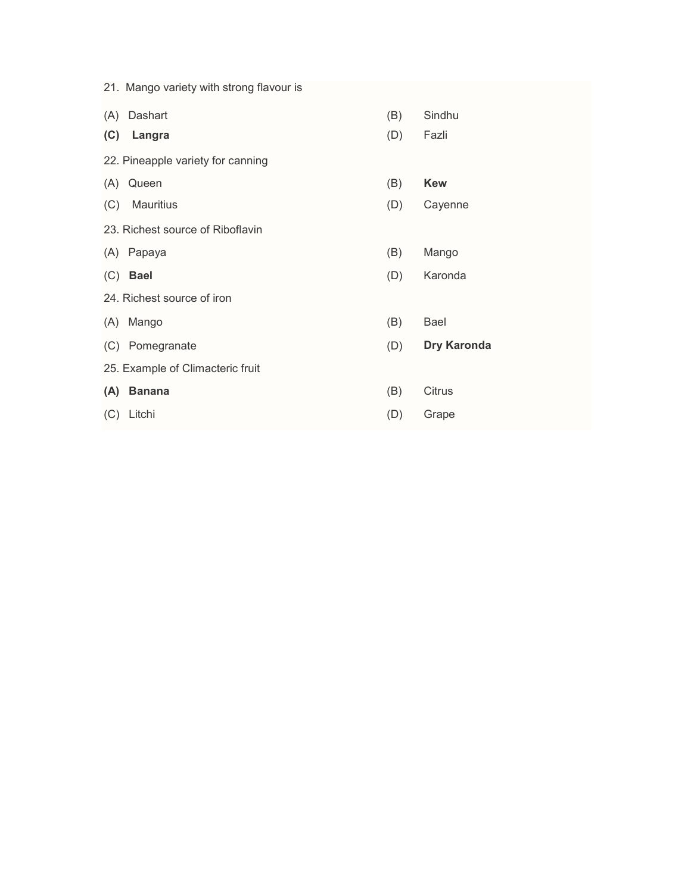21. Mango variety with strong flavour is

(A) Dashart (B) Sindhu

**(C) Langra** (D) Fazli

22. Pineapple variety for canning

(A) Queen (B) **Kew**

(C) Mauritius (D) Cayenne

23. Richest source of Riboflavin

(A) Papaya (B) Mango

(C) **Bael** (D) Karonda

24. Richest source of iron

(A) Mango (B) Bael

(C) Pomegranate (D) **Dry Karonda**

25. Example of Climacteric fruit

**(A) Banana** (B) Citrus

(C) Litchi (D) Grape